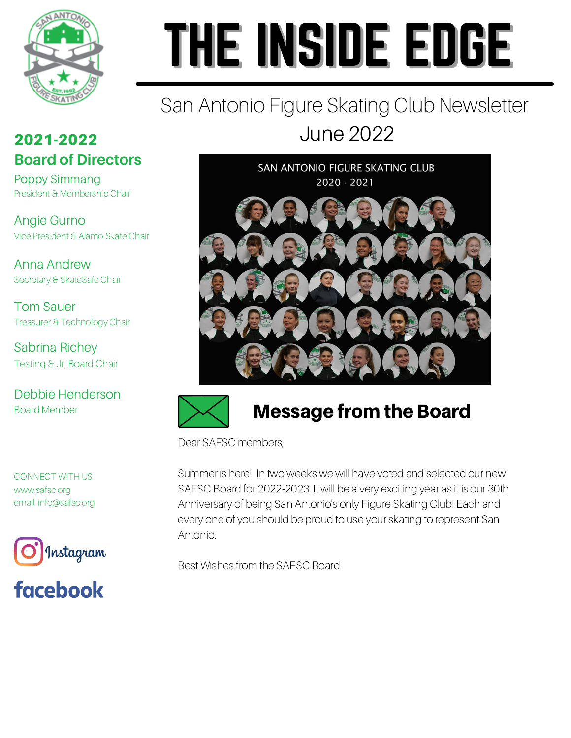# THE INSIDE EDGE

San Antonio Figure Skating Club Newsletter
June 2022

## 2021-2022 Board of Directors

Poppy Simmang
President & Membership Chair

Angie Gurno
Vice President & Alamo Skate Chair

Anna Andrew
Secretary & SkateSafe Chair

Tom Sauer
Treasurer & Technology Chair

Sabrina Richey
Testing & Jr. Board Chair

Debbie Henderson
Board Member

CONNECT WITH US
www.safsc.org
email: info@safsc.org

Instagram

facebook

## Message from the Board

Dear SAFSC members,

Summer is here! In two weeks we will have voted and selected our new SAFSC Board for 2022-2023. It will be a very exciting year as it is our 30th Anniversary of being San Antonio's only Figure Skating Club! Each and every one of you should be proud to use your skating to represent San Antonio.

Best Wishes from the SAFSC Board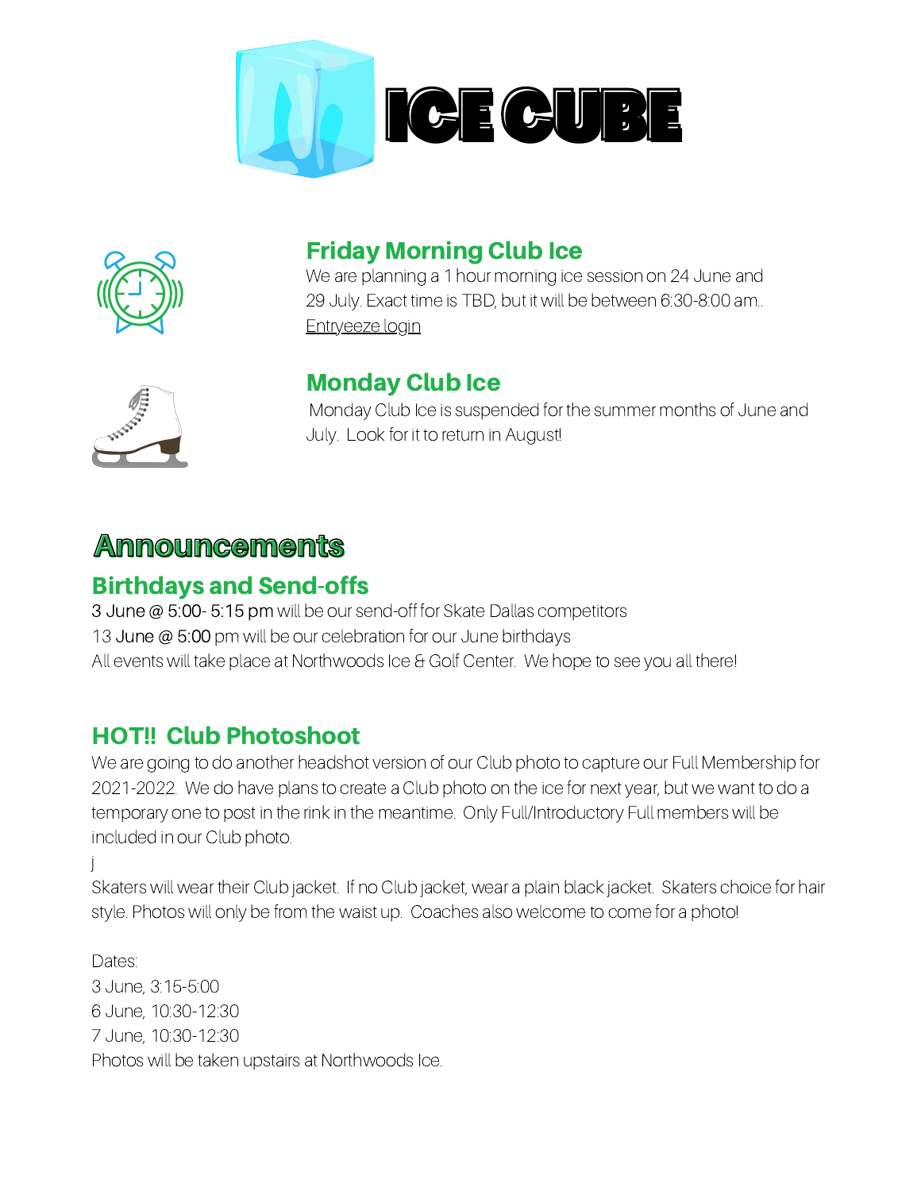# ICE CUBE

## Friday Morning Club Ice

We are planning a 1 hour morning ice session on 24 June and 29 July. Exact time is TBD, but it will be between 6:30-8:00 am..

Entryeeze login

## Monday Club Ice

Monday Club Ice is suspended for the summer months of June and July. Look for it to return in August!

# Announcements

## Birthdays and Send-offs

3 June @ 5:00- 5:15 pm will be our send-off for Skate Dallas competitors

13 June @ 5:00 pm will be our celebration for our June birthdays

All events will take place at Northwoods Ice & Golf Center. We hope to see you all there!

## HOT!! Club Photoshoot

We are going to do another headshot version of our Club photo to capture our Full Membership for 2021-2022. We do have plans to create a Club photo on the ice for next year, but we want to do a temporary one to post in the rink in the meantime. Only Full/Introductory Full members will be included in our Club photo.

j

Skaters will wear their Club jacket. If no Club jacket, wear a plain black jacket. Skaters choice for hair style. Photos will only be from the waist up. Coaches also welcome to come for a photo!

Dates:

3 June, 3:15-5:00

6 June, 10:30-12:30

7 June, 10:30-12:30

Photos will be taken upstairs at Northwoods Ice.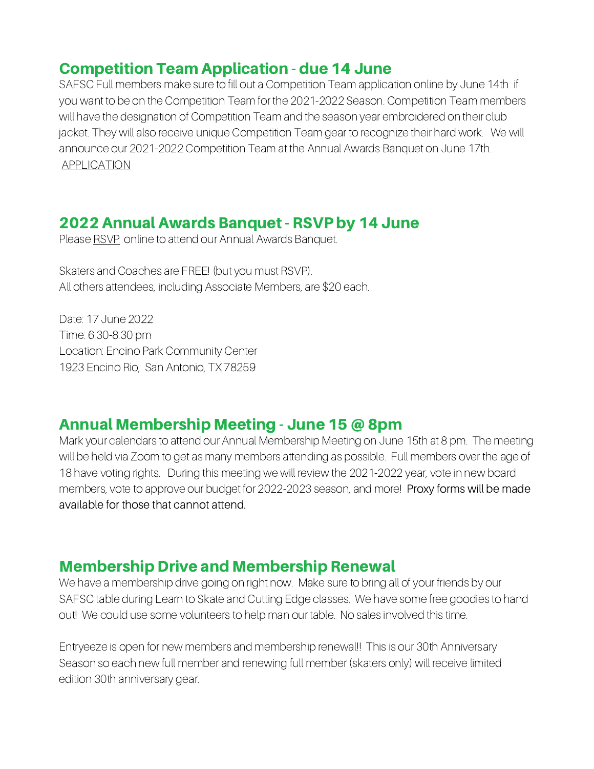## Competition Team Application - due 14 June

SAFSC Full members make sure to fill out a Competition Team application online by June 14th if you want to be on the Competition Team for the 2021-2022 Season. Competition Team members will have the designation of Competition Team and the season year embroidered on their club jacket. They will also receive unique Competition Team gear to recognize their hard work. We will announce our 2021-2022 Competition Team at the Annual Awards Banquet on June 17th.
APPLICATION

## 2022 Annual Awards Banquet - RSVP by 14 June

Please RSVP online to attend our Annual Awards Banquet.

Skaters and Coaches are FREE! (but you must RSVP).
All others attendees, including Associate Members, are $20 each.

Date: 17 June 2022
Time: 6:30-8:30 pm
Location: Encino Park Community Center
1923 Encino Rio, San Antonio, TX 78259

## Annual Membership Meeting - June 15 @ 8pm

Mark your calendars to attend our Annual Membership Meeting on June 15th at 8 pm. The meeting will be held via Zoom to get as many members attending as possible. Full members over the age of 18 have voting rights. During this meeting we will review the 2021-2022 year, vote in new board members, vote to approve our budget for 2022-2023 season, and more! Proxy forms will be made available for those that cannot attend.

## Membership Drive and Membership Renewal

We have a membership drive going on right now. Make sure to bring all of your friends by our SAFSC table during Learn to Skate and Cutting Edge classes. We have some free goodies to hand out! We could use some volunteers to help man our table. No sales involved this time.

Entryeeze is open for new members and membership renewal!! This is our 30th Anniversary Season so each new full member and renewing full member (skaters only) will receive limited edition 30th anniversary gear.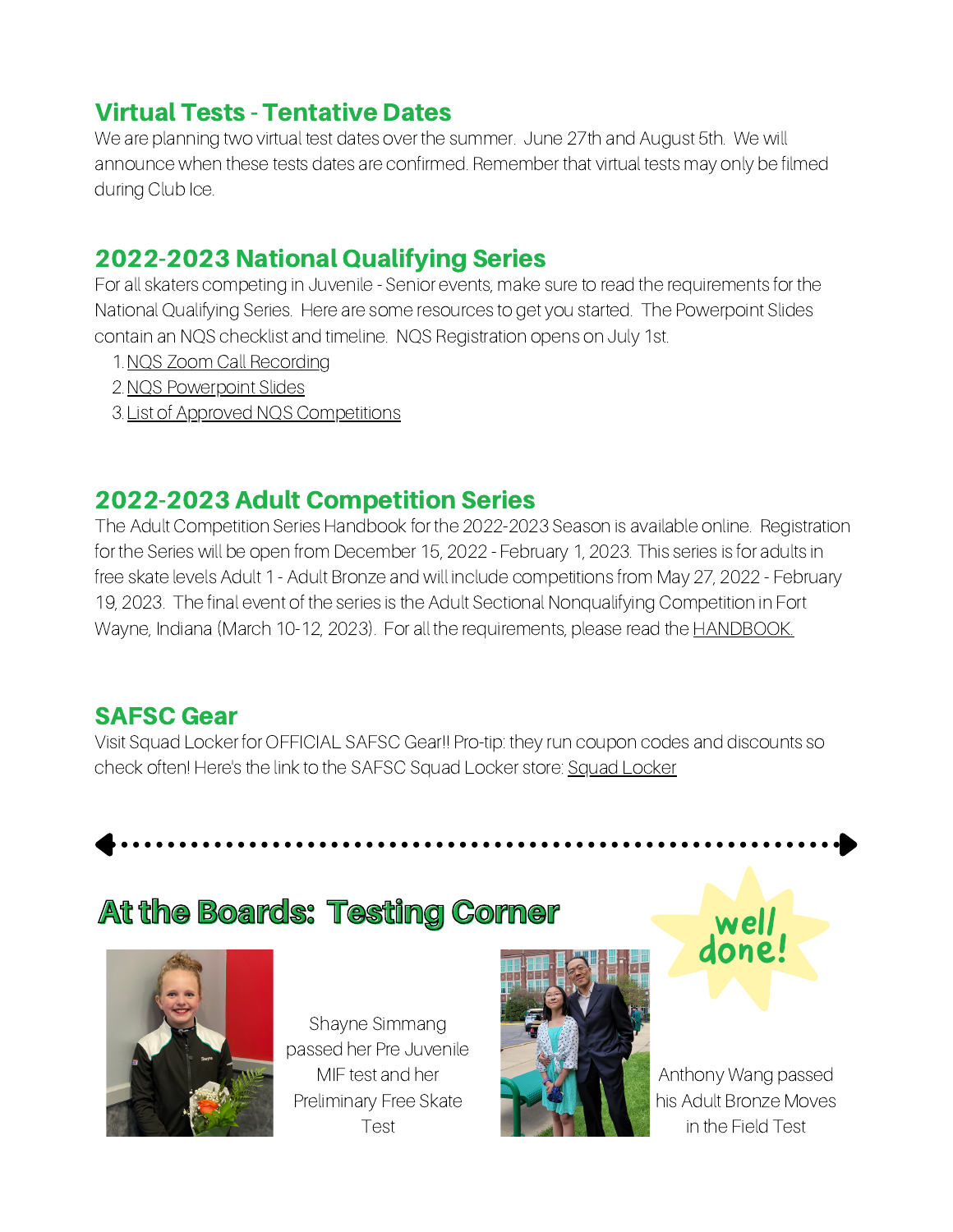## Virtual Tests - Tentative Dates

We are planning two virtual test dates over the summer. June 27th and August 5th. We will announce when these tests dates are confirmed. Remember that virtual tests may only be filmed during Club Ice.

## 2022-2023 National Qualifying Series

For all skaters competing in Juvenile - Senior events, make sure to read the requirements for the National Qualifying Series. Here are some resources to get you started. The Powerpoint Slides contain an NQS checklist and timeline. NQS Registration opens on July 1st.

1. NQS Zoom Call Recording
2. NQS Powerpoint Slides
3. List of Approved NQS Competitions

## 2022-2023 Adult Competition Series

The Adult Competition Series Handbook for the 2022-2023 Season is available online. Registration for the Series will be open from December 15, 2022 - February 1, 2023. This series is for adults in free skate levels Adult 1 - Adult Bronze and will include competitions from May 27, 2022 - February 19, 2023. The final event of the series is the Adult Sectional Nonqualifying Competition in Fort Wayne, Indiana (March 10-12, 2023). For all the requirements, please read the HANDBOOK.

## SAFSC Gear

Visit Squad Locker for OFFICIAL SAFSC Gear!! Pro-tip: they run coupon codes and discounts so check often! Here's the link to the SAFSC Squad Locker store: Squad Locker

# At the Boards: Testing Corner

well done!

Shayne Simmang passed her Pre Juvenile MIF test and her Preliminary Free Skate Test

Anthony Wang passed his Adult Bronze Moves in the Field Test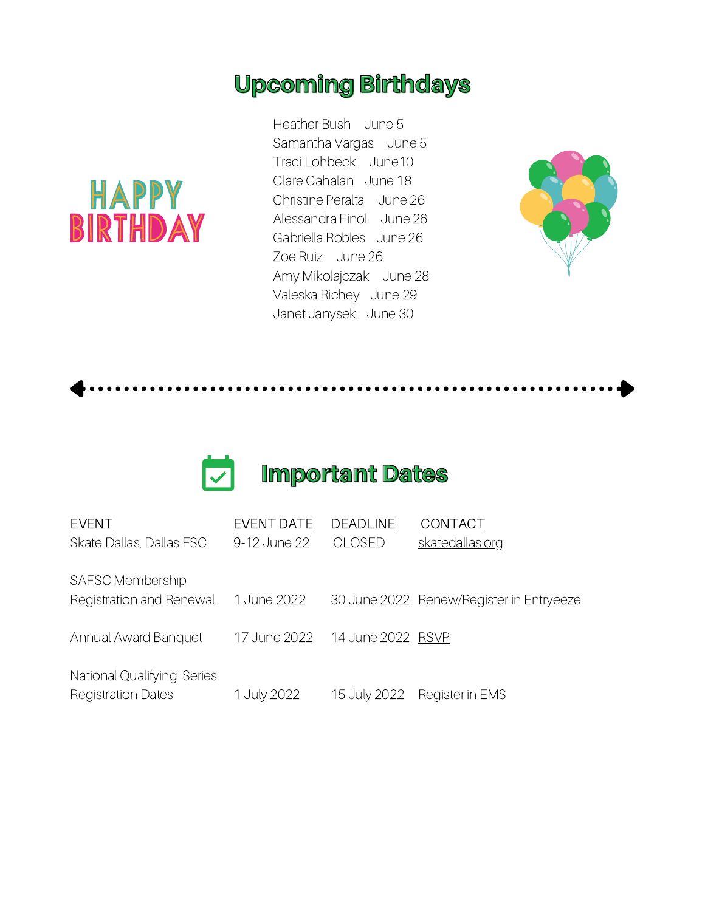## Upcoming Birthdays

HAPPY BIRTHDAY

Heather Bush June 5
Samantha Vargas June 5
Traci Lohbeck June10
Clare Cahalan June 18
Christine Peralta June 26
Alessandra Finol June 26
Gabriella Robles June 26
Zoe Ruiz June 26
Amy Mikolajczak June 28
Valeska Richey June 29
Janet Janysek June 30

## Important Dates

| EVENT | EVENT DATE | DEADLINE | CONTACT |
|---|---|---|---|
| Skate Dallas, Dallas FSC | 9-12 June 22 | CLOSED | skatedallas.org |
| SAFSC Membership Registration and Renewal | 1 June 2022 | 30 June 2022 | Renew/Register in Entryeeze |
| Annual Award Banquet | 17 June 2022 | 14 June 2022 | RSVP |
| National Qualifying Series Registration Dates | 1 July 2022 | 15 July 2022 | Register in EMS |